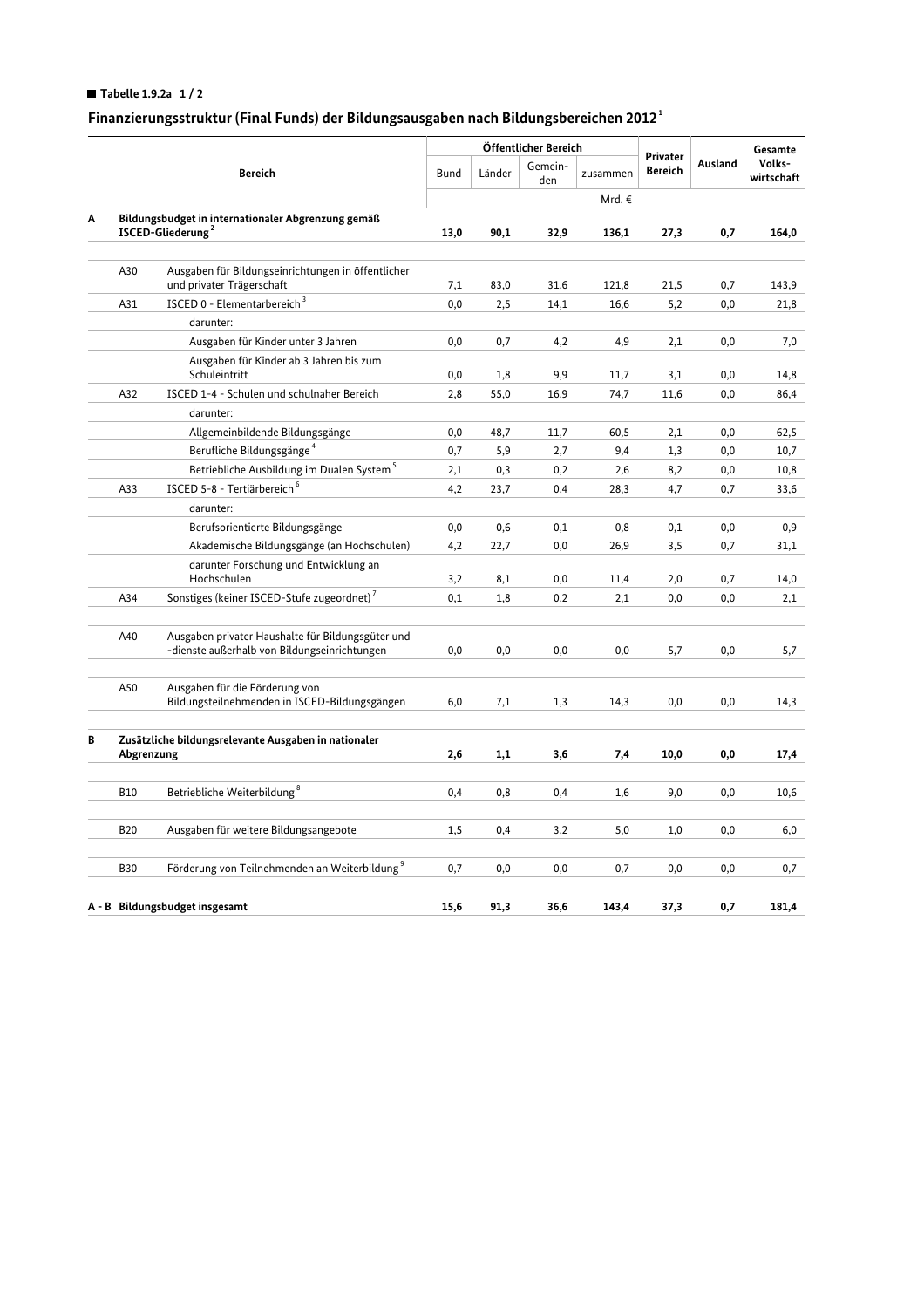**Tabelle 1.9.2a 1 / 2**

## Finanzierungsstruktur (Final Funds) der Bildungsausgaben nach Bildungsbereichen 2012[1]

| | | Bereich | Öffentlicher Bereich | | | | Privater Bereich | Ausland | Gesamte Volkswirtschaft |
|---|---|---|---|---|---|---|---|---|---|
| | | | Bund | Länder | Gemeinden | zusammen | | | |
| | | | Mrd. € | | | | | | |
| **A** | | **Bildungsbudget in internationaler Abgrenzung gemäß ISCED-Gliederung[2]** | **13,0** | **90,1** | **32,9** | **136,1** | **27,3** | **0,7** | **164,0** |
| | A30 | Ausgaben für Bildungseinrichtungen in öffentlicher und privater Trägerschaft | 7,1 | 83,0 | 31,6 | 121,8 | 21,5 | 0,7 | 143,9 |
| | A31 | ISCED 0 - Elementarbereich[3] | 0,0 | 2,5 | 14,1 | 16,6 | 5,2 | 0,0 | 21,8 |
| | | darunter: | | | | | | | |
| | | Ausgaben für Kinder unter 3 Jahren | 0,0 | 0,7 | 4,2 | 4,9 | 2,1 | 0,0 | 7,0 |
| | | Ausgaben für Kinder ab 3 Jahren bis zum Schuleintritt | 0,0 | 1,8 | 9,9 | 11,7 | 3,1 | 0,0 | 14,8 |
| | A32 | ISCED 1-4 - Schulen und schulnaher Bereich | 2,8 | 55,0 | 16,9 | 74,7 | 11,6 | 0,0 | 86,4 |
| | | darunter: | | | | | | | |
| | | Allgemeinbildende Bildungsgänge | 0,0 | 48,7 | 11,7 | 60,5 | 2,1 | 0,0 | 62,5 |
| | | Berufliche Bildungsgänge[4] | 0,7 | 5,9 | 2,7 | 9,4 | 1,3 | 0,0 | 10,7 |
| | | Betriebliche Ausbildung im Dualen System[5] | 2,1 | 0,3 | 0,2 | 2,6 | 8,2 | 0,0 | 10,8 |
| | A33 | ISCED 5-8 - Tertiärbereich[6] | 4,2 | 23,7 | 0,4 | 28,3 | 4,7 | 0,7 | 33,6 |
| | | darunter: | | | | | | | |
| | | Berufsorientierte Bildungsgänge | 0,0 | 0,6 | 0,1 | 0,8 | 0,1 | 0,0 | 0,9 |
| | | Akademische Bildungsgänge (an Hochschulen) | 4,2 | 22,7 | 0,0 | 26,9 | 3,5 | 0,7 | 31,1 |
| | | darunter Forschung und Entwicklung an Hochschulen | 3,2 | 8,1 | 0,0 | 11,4 | 2,0 | 0,7 | 14,0 |
| | A34 | Sonstiges (keiner ISCED-Stufe zugeordnet)[7] | 0,1 | 1,8 | 0,2 | 2,1 | 0,0 | 0,0 | 2,1 |
| | A40 | Ausgaben privater Haushalte für Bildungsgüter und -dienste außerhalb von Bildungseinrichtungen | 0,0 | 0,0 | 0,0 | 0,0 | 5,7 | 0,0 | 5,7 |
| | A50 | Ausgaben für die Förderung von Bildungsteilnehmenden in ISCED-Bildungsgängen | 6,0 | 7,1 | 1,3 | 14,3 | 0,0 | 0,0 | 14,3 |
| **B** | | **Zusätzliche bildungsrelevante Ausgaben in nationaler Abgrenzung** | **2,6** | **1,1** | **3,6** | **7,4** | **10,0** | **0,0** | **17,4** |
| | B10 | Betriebliche Weiterbildung[8] | 0,4 | 0,8 | 0,4 | 1,6 | 9,0 | 0,0 | 10,6 |
| | B20 | Ausgaben für weitere Bildungsangebote | 1,5 | 0,4 | 3,2 | 5,0 | 1,0 | 0,0 | 6,0 |
| | B30 | Förderung von Teilnehmenden an Weiterbildung[9] | 0,7 | 0,0 | 0,0 | 0,7 | 0,0 | 0,0 | 0,7 |
| **A - B** | | **Bildungsbudget insgesamt** | **15,6** | **91,3** | **36,6** | **143,4** | **37,3** | **0,7** | **181,4** |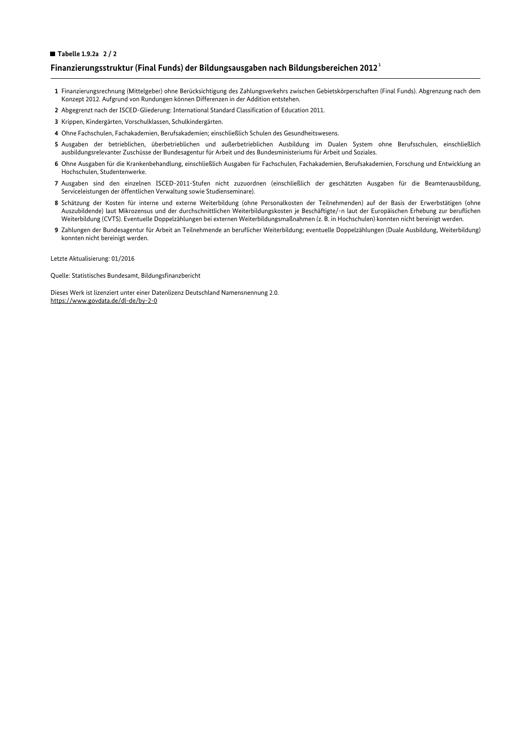■ **Tabelle 1.9.2a 2 / 2**

## Finanzierungsstruktur (Final Funds) der Bildungsausgaben nach Bildungsbereichen 2012[1]

**1** Finanzierungsrechnung (Mittelgeber) ohne Berücksichtigung des Zahlungsverkehrs zwischen Gebietskörperschaften (Final Funds). Abgrenzung nach dem Konzept 2012. Aufgrund von Rundungen können Differenzen in der Addition entstehen.

**2** Abgegrenzt nach der ISCED-Gliederung: International Standard Classification of Education 2011.

**3** Krippen, Kindergärten, Vorschulklassen, Schulkindergärten.

**4** Ohne Fachschulen, Fachakademien, Berufsakademien; einschließlich Schulen des Gesundheitswesens.

**5** Ausgaben der betrieblichen, überbetrieblichen und außerbetrieblichen Ausbildung im Dualen System ohne Berufsschulen, einschließlich ausbildungsrelevanter Zuschüsse der Bundesagentur für Arbeit und des Bundesministeriums für Arbeit und Soziales.

**6** Ohne Ausgaben für die Krankenbehandlung, einschließlich Ausgaben für Fachschulen, Fachakademien, Berufsakademien, Forschung und Entwicklung an Hochschulen, Studentenwerke.

**7** Ausgaben sind den einzelnen ISCED-2011-Stufen nicht zuzuordnen (einschließlich der geschätzten Ausgaben für die Beamtenausbildung, Serviceleistungen der öffentlichen Verwaltung sowie Studienseminare).

**8** Schätzung der Kosten für interne und externe Weiterbildung (ohne Personalkosten der Teilnehmenden) auf der Basis der Erwerbstätigen (ohne Auszubildende) laut Mikrozensus und der durchschnittlichen Weiterbildungskosten je Beschäftigte/-n laut der Europäischen Erhebung zur beruflichen Weiterbildung (CVTS). Eventuelle Doppelzählungen bei externen Weiterbildungsmaßnahmen (z. B. in Hochschulen) konnten nicht bereinigt werden.

**9** Zahlungen der Bundesagentur für Arbeit an Teilnehmende an beruflicher Weiterbildung; eventuelle Doppelzählungen (Duale Ausbildung, Weiterbildung) konnten nicht bereinigt werden.

Letzte Aktualisierung: 01/2016

Quelle: Statistisches Bundesamt, Bildungsfinanzbericht

Dieses Werk ist lizenziert unter einer Datenlizenz Deutschland Namensnennung 2.0.
https://www.govdata.de/dl-de/by-2-0